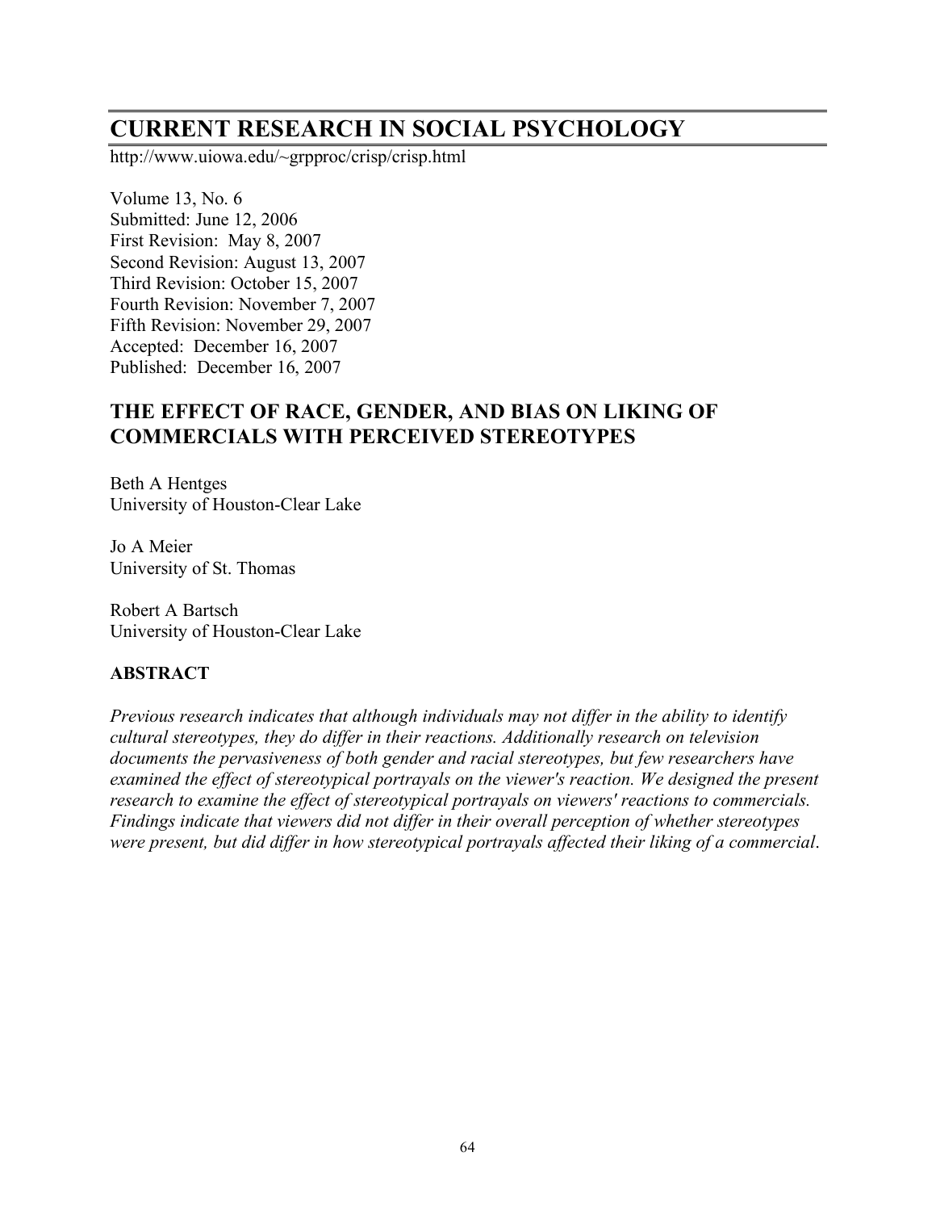# CURRENT RESEARCH IN SOCIAL PSYCHOLOGY

http://www.uiowa.edu/~grpproc/crisp/crisp.html

Volume 13, No. 6
Submitted: June 12, 2006
First Revision: May 8, 2007
Second Revision: August 13, 2007
Third Revision: October 15, 2007
Fourth Revision: November 7, 2007
Fifth Revision: November 29, 2007
Accepted: December 16, 2007
Published: December 16, 2007

## THE EFFECT OF RACE, GENDER, AND BIAS ON LIKING OF COMMERCIALS WITH PERCEIVED STEREOTYPES

Beth A Hentges
University of Houston-Clear Lake

Jo A Meier
University of St. Thomas

Robert A Bartsch
University of Houston-Clear Lake

### ABSTRACT

*Previous research indicates that although individuals may not differ in the ability to identify cultural stereotypes, they do differ in their reactions. Additionally research on television documents the pervasiveness of both gender and racial stereotypes, but few researchers have examined the effect of stereotypical portrayals on the viewer's reaction. We designed the present research to examine the effect of stereotypical portrayals on viewers' reactions to commercials. Findings indicate that viewers did not differ in their overall perception of whether stereotypes were present, but did differ in how stereotypical portrayals affected their liking of a commercial.*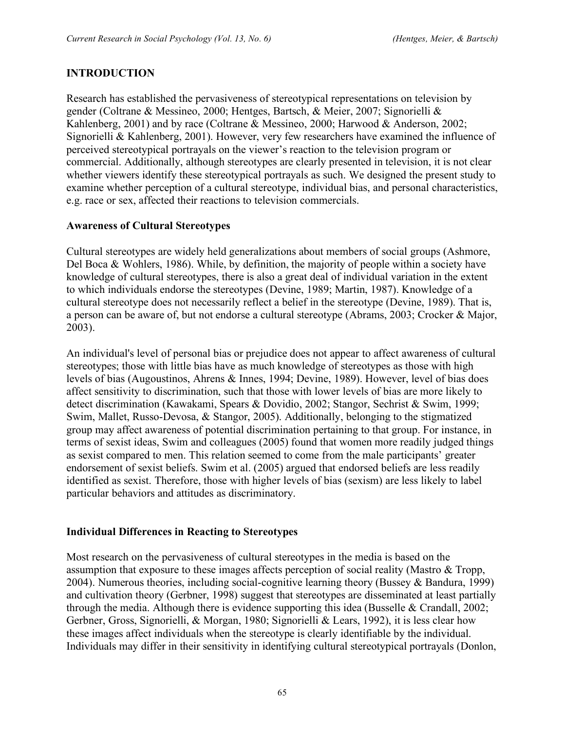## INTRODUCTION

Research has established the pervasiveness of stereotypical representations on television by gender (Coltrane & Messineo, 2000; Hentges, Bartsch, & Meier, 2007; Signorielli & Kahlenberg, 2001) and by race (Coltrane & Messineo, 2000; Harwood & Anderson, 2002; Signorielli & Kahlenberg, 2001). However, very few researchers have examined the influence of perceived stereotypical portrayals on the viewer's reaction to the television program or commercial. Additionally, although stereotypes are clearly presented in television, it is not clear whether viewers identify these stereotypical portrayals as such. We designed the present study to examine whether perception of a cultural stereotype, individual bias, and personal characteristics, e.g. race or sex, affected their reactions to television commercials.

### Awareness of Cultural Stereotypes

Cultural stereotypes are widely held generalizations about members of social groups (Ashmore, Del Boca & Wohlers, 1986). While, by definition, the majority of people within a society have knowledge of cultural stereotypes, there is also a great deal of individual variation in the extent to which individuals endorse the stereotypes (Devine, 1989; Martin, 1987). Knowledge of a cultural stereotype does not necessarily reflect a belief in the stereotype (Devine, 1989). That is, a person can be aware of, but not endorse a cultural stereotype (Abrams, 2003; Crocker & Major, 2003).

An individual's level of personal bias or prejudice does not appear to affect awareness of cultural stereotypes; those with little bias have as much knowledge of stereotypes as those with high levels of bias (Augoustinos, Ahrens & Innes, 1994; Devine, 1989). However, level of bias does affect sensitivity to discrimination, such that those with lower levels of bias are more likely to detect discrimination (Kawakami, Spears & Dovidio, 2002; Stangor, Sechrist & Swim, 1999; Swim, Mallet, Russo-Devosa, & Stangor, 2005). Additionally, belonging to the stigmatized group may affect awareness of potential discrimination pertaining to that group. For instance, in terms of sexist ideas, Swim and colleagues (2005) found that women more readily judged things as sexist compared to men. This relation seemed to come from the male participants' greater endorsement of sexist beliefs. Swim et al. (2005) argued that endorsed beliefs are less readily identified as sexist. Therefore, those with higher levels of bias (sexism) are less likely to label particular behaviors and attitudes as discriminatory.

### Individual Differences in Reacting to Stereotypes

Most research on the pervasiveness of cultural stereotypes in the media is based on the assumption that exposure to these images affects perception of social reality (Mastro & Tropp, 2004). Numerous theories, including social-cognitive learning theory (Bussey & Bandura, 1999) and cultivation theory (Gerbner, 1998) suggest that stereotypes are disseminated at least partially through the media. Although there is evidence supporting this idea (Busselle & Crandall, 2002; Gerbner, Gross, Signorielli, & Morgan, 1980; Signorielli & Lears, 1992), it is less clear how these images affect individuals when the stereotype is clearly identifiable by the individual. Individuals may differ in their sensitivity in identifying cultural stereotypical portrayals (Donlon,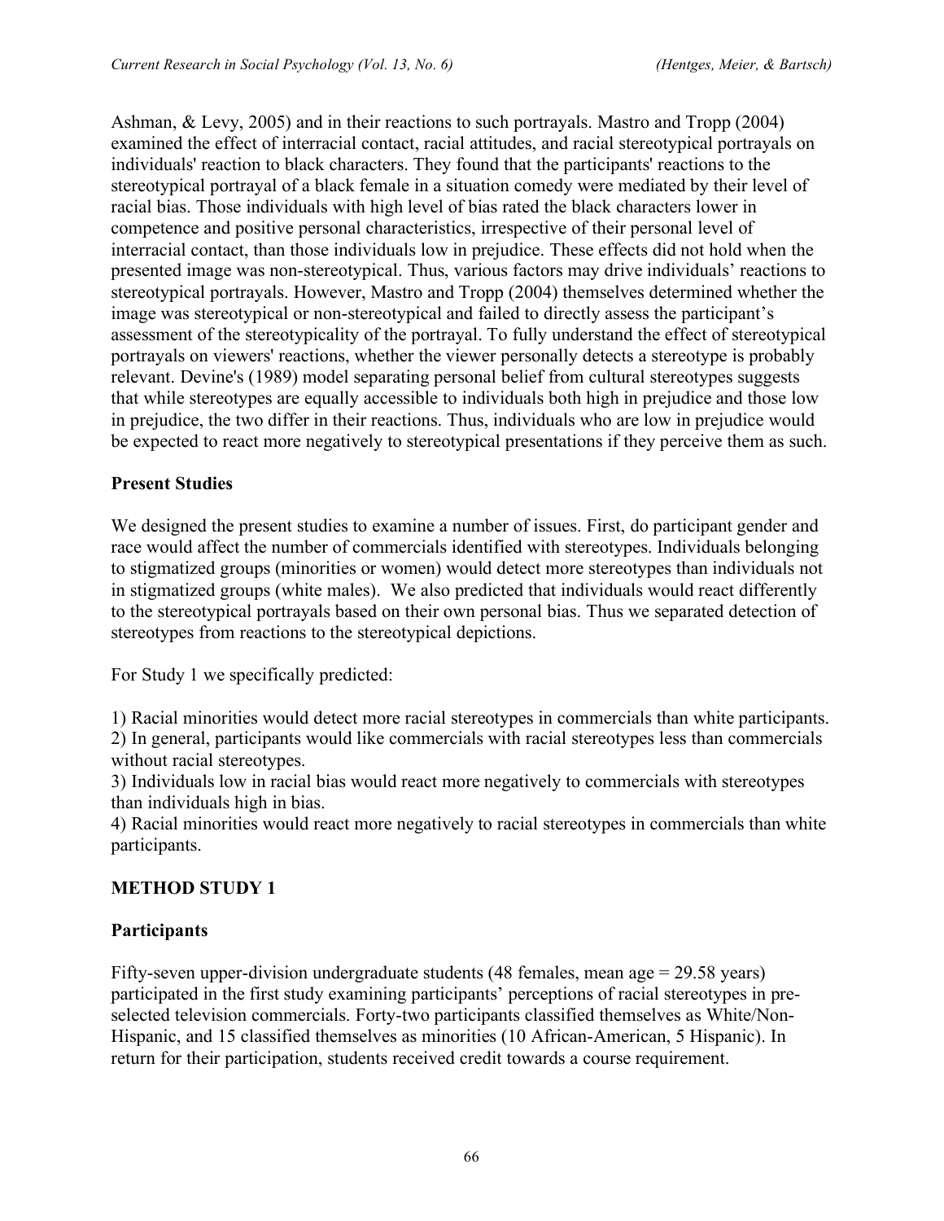Ashman, & Levy, 2005) and in their reactions to such portrayals. Mastro and Tropp (2004) examined the effect of interracial contact, racial attitudes, and racial stereotypical portrayals on individuals' reaction to black characters. They found that the participants' reactions to the stereotypical portrayal of a black female in a situation comedy were mediated by their level of racial bias. Those individuals with high level of bias rated the black characters lower in competence and positive personal characteristics, irrespective of their personal level of interracial contact, than those individuals low in prejudice. These effects did not hold when the presented image was non-stereotypical. Thus, various factors may drive individuals' reactions to stereotypical portrayals. However, Mastro and Tropp (2004) themselves determined whether the image was stereotypical or non-stereotypical and failed to directly assess the participant's assessment of the stereotypicality of the portrayal. To fully understand the effect of stereotypical portrayals on viewers' reactions, whether the viewer personally detects a stereotype is probably relevant. Devine's (1989) model separating personal belief from cultural stereotypes suggests that while stereotypes are equally accessible to individuals both high in prejudice and those low in prejudice, the two differ in their reactions. Thus, individuals who are low in prejudice would be expected to react more negatively to stereotypical presentations if they perceive them as such.

## Present Studies

We designed the present studies to examine a number of issues. First, do participant gender and race would affect the number of commercials identified with stereotypes. Individuals belonging to stigmatized groups (minorities or women) would detect more stereotypes than individuals not in stigmatized groups (white males). We also predicted that individuals would react differently to the stereotypical portrayals based on their own personal bias. Thus we separated detection of stereotypes from reactions to the stereotypical depictions.

For Study 1 we specifically predicted:

1) Racial minorities would detect more racial stereotypes in commercials than white participants.
2) In general, participants would like commercials with racial stereotypes less than commercials without racial stereotypes.
3) Individuals low in racial bias would react more negatively to commercials with stereotypes than individuals high in bias.
4) Racial minorities would react more negatively to racial stereotypes in commercials than white participants.

## METHOD STUDY 1

## Participants

Fifty-seven upper-division undergraduate students (48 females, mean age = 29.58 years) participated in the first study examining participants' perceptions of racial stereotypes in pre-selected television commercials. Forty-two participants classified themselves as White/Non-Hispanic, and 15 classified themselves as minorities (10 African-American, 5 Hispanic). In return for their participation, students received credit towards a course requirement.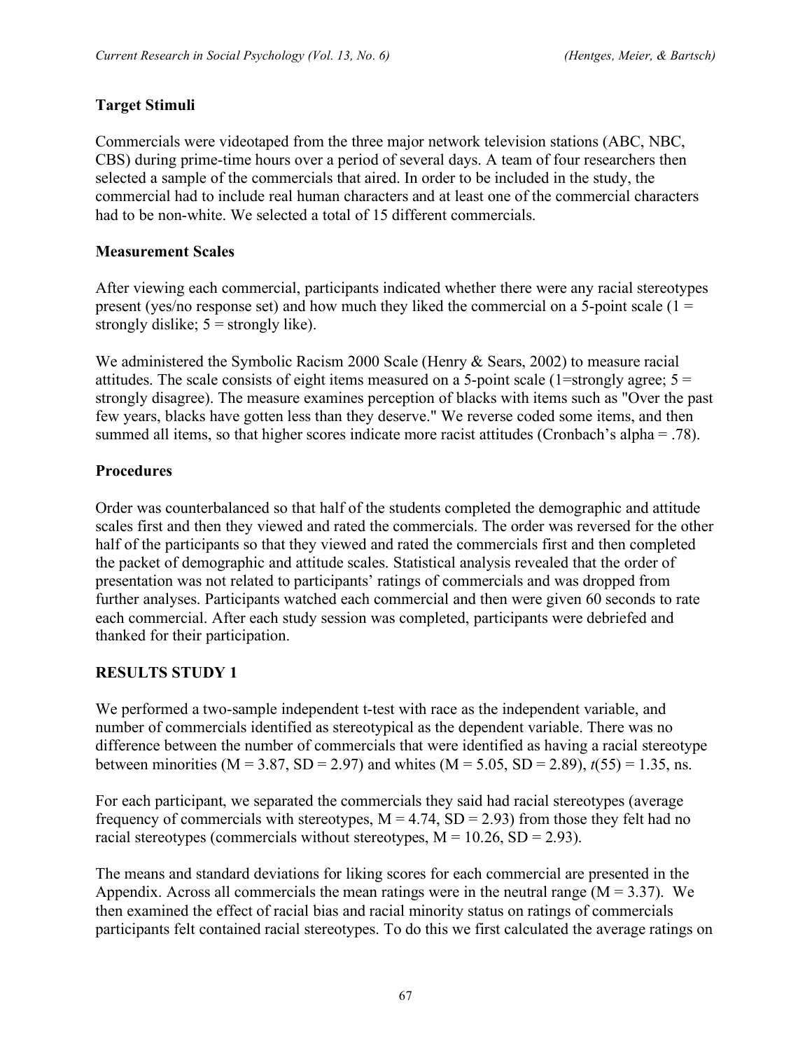### Target Stimuli

Commercials were videotaped from the three major network television stations (ABC, NBC, CBS) during prime-time hours over a period of several days. A team of four researchers then selected a sample of the commercials that aired. In order to be included in the study, the commercial had to include real human characters and at least one of the commercial characters had to be non-white. We selected a total of 15 different commercials.

### Measurement Scales

After viewing each commercial, participants indicated whether there were any racial stereotypes present (yes/no response set) and how much they liked the commercial on a 5-point scale (1 = strongly dislike; 5 = strongly like).

We administered the Symbolic Racism 2000 Scale (Henry & Sears, 2002) to measure racial attitudes. The scale consists of eight items measured on a 5-point scale (1=strongly agree; 5 = strongly disagree). The measure examines perception of blacks with items such as "Over the past few years, blacks have gotten less than they deserve." We reverse coded some items, and then summed all items, so that higher scores indicate more racist attitudes (Cronbach's alpha = .78).

### Procedures

Order was counterbalanced so that half of the students completed the demographic and attitude scales first and then they viewed and rated the commercials. The order was reversed for the other half of the participants so that they viewed and rated the commercials first and then completed the packet of demographic and attitude scales. Statistical analysis revealed that the order of presentation was not related to participants' ratings of commercials and was dropped from further analyses. Participants watched each commercial and then were given 60 seconds to rate each commercial. After each study session was completed, participants were debriefed and thanked for their participation.

## RESULTS STUDY 1

We performed a two-sample independent t-test with race as the independent variable, and number of commercials identified as stereotypical as the dependent variable. There was no difference between the number of commercials that were identified as having a racial stereotype between minorities ($M = 3.87$, $SD = 2.97$) and whites ($M = 5.05$, $SD = 2.89$), $t(55) = 1.35$, ns.

For each participant, we separated the commercials they said had racial stereotypes (average frequency of commercials with stereotypes, $M = 4.74$, $SD = 2.93$) from those they felt had no racial stereotypes (commercials without stereotypes, $M = 10.26$, $SD = 2.93$).

The means and standard deviations for liking scores for each commercial are presented in the Appendix. Across all commercials the mean ratings were in the neutral range ($M = 3.37$). We then examined the effect of racial bias and racial minority status on ratings of commercials participants felt contained racial stereotypes. To do this we first calculated the average ratings on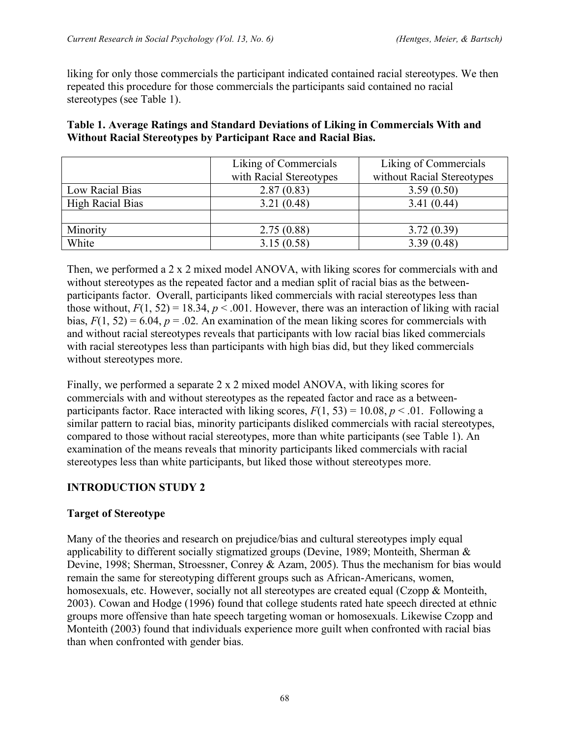liking for only those commercials the participant indicated contained racial stereotypes. We then repeated this procedure for those commercials the participants said contained no racial stereotypes (see Table 1).

**Table 1. Average Ratings and Standard Deviations of Liking in Commercials With and Without Racial Stereotypes by Participant Race and Racial Bias.**

| | Liking of Commercials with Racial Stereotypes | Liking of Commercials without Racial Stereotypes |
|---|---|---|
| Low Racial Bias | 2.87 (0.83) | 3.59 (0.50) |
| High Racial Bias | 3.21 (0.48) | 3.41 (0.44) |
| | | |
| Minority | 2.75 (0.88) | 3.72 (0.39) |
| White | 3.15 (0.58) | 3.39 (0.48) |

Then, we performed a 2 x 2 mixed model ANOVA, with liking scores for commercials with and without stereotypes as the repeated factor and a median split of racial bias as the between-participants factor. Overall, participants liked commercials with racial stereotypes less than those without, $F(1, 52) = 18.34$, $p < .001$. However, there was an interaction of liking with racial bias, $F(1, 52) = 6.04$, $p = .02$. An examination of the mean liking scores for commercials with and without racial stereotypes reveals that participants with low racial bias liked commercials with racial stereotypes less than participants with high bias did, but they liked commercials without stereotypes more.

Finally, we performed a separate 2 x 2 mixed model ANOVA, with liking scores for commercials with and without stereotypes as the repeated factor and race as a between-participants factor. Race interacted with liking scores, $F(1, 53) = 10.08$, $p < .01$. Following a similar pattern to racial bias, minority participants disliked commercials with racial stereotypes, compared to those without racial stereotypes, more than white participants (see Table 1). An examination of the means reveals that minority participants liked commercials with racial stereotypes less than white participants, but liked those without stereotypes more.

## INTRODUCTION STUDY 2

### Target of Stereotype

Many of the theories and research on prejudice/bias and cultural stereotypes imply equal applicability to different socially stigmatized groups (Devine, 1989; Monteith, Sherman & Devine, 1998; Sherman, Stroessner, Conrey & Azam, 2005). Thus the mechanism for bias would remain the same for stereotyping different groups such as African-Americans, women, homosexuals, etc. However, socially not all stereotypes are created equal (Czopp & Monteith, 2003). Cowan and Hodge (1996) found that college students rated hate speech directed at ethnic groups more offensive than hate speech targeting woman or homosexuals. Likewise Czopp and Monteith (2003) found that individuals experience more guilt when confronted with racial bias than when confronted with gender bias.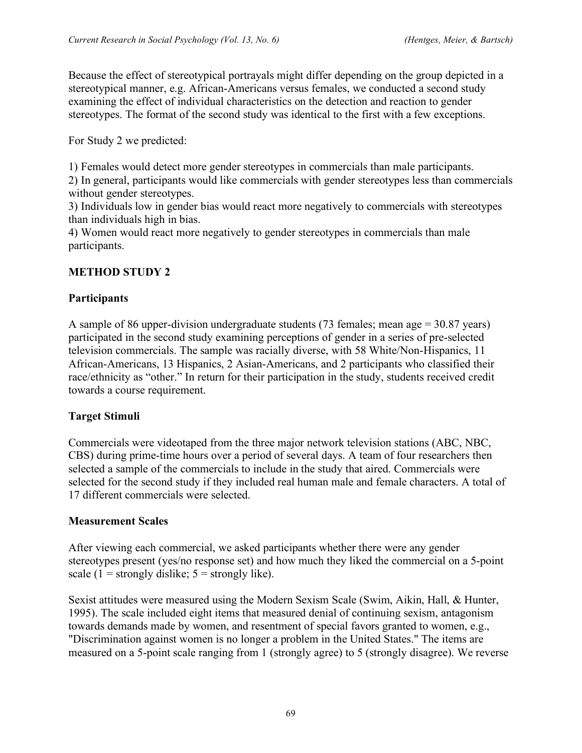Because the effect of stereotypical portrayals might differ depending on the group depicted in a stereotypical manner, e.g. African-Americans versus females, we conducted a second study examining the effect of individual characteristics on the detection and reaction to gender stereotypes. The format of the second study was identical to the first with a few exceptions.

For Study 2 we predicted:

1) Females would detect more gender stereotypes in commercials than male participants.
2) In general, participants would like commercials with gender stereotypes less than commercials without gender stereotypes.
3) Individuals low in gender bias would react more negatively to commercials with stereotypes than individuals high in bias.
4) Women would react more negatively to gender stereotypes in commercials than male participants.

## METHOD STUDY 2

### Participants

A sample of 86 upper-division undergraduate students (73 females; mean age = 30.87 years) participated in the second study examining perceptions of gender in a series of pre-selected television commercials. The sample was racially diverse, with 58 White/Non-Hispanics, 11 African-Americans, 13 Hispanics, 2 Asian-Americans, and 2 participants who classified their race/ethnicity as "other." In return for their participation in the study, students received credit towards a course requirement.

### Target Stimuli

Commercials were videotaped from the three major network television stations (ABC, NBC, CBS) during prime-time hours over a period of several days. A team of four researchers then selected a sample of the commercials to include in the study that aired. Commercials were selected for the second study if they included real human male and female characters. A total of 17 different commercials were selected.

### Measurement Scales

After viewing each commercial, we asked participants whether there were any gender stereotypes present (yes/no response set) and how much they liked the commercial on a 5-point scale (1 = strongly dislike; 5 = strongly like).

Sexist attitudes were measured using the Modern Sexism Scale (Swim, Aikin, Hall, & Hunter, 1995). The scale included eight items that measured denial of continuing sexism, antagonism towards demands made by women, and resentment of special favors granted to women, e.g., "Discrimination against women is no longer a problem in the United States." The items are measured on a 5-point scale ranging from 1 (strongly agree) to 5 (strongly disagree). We reverse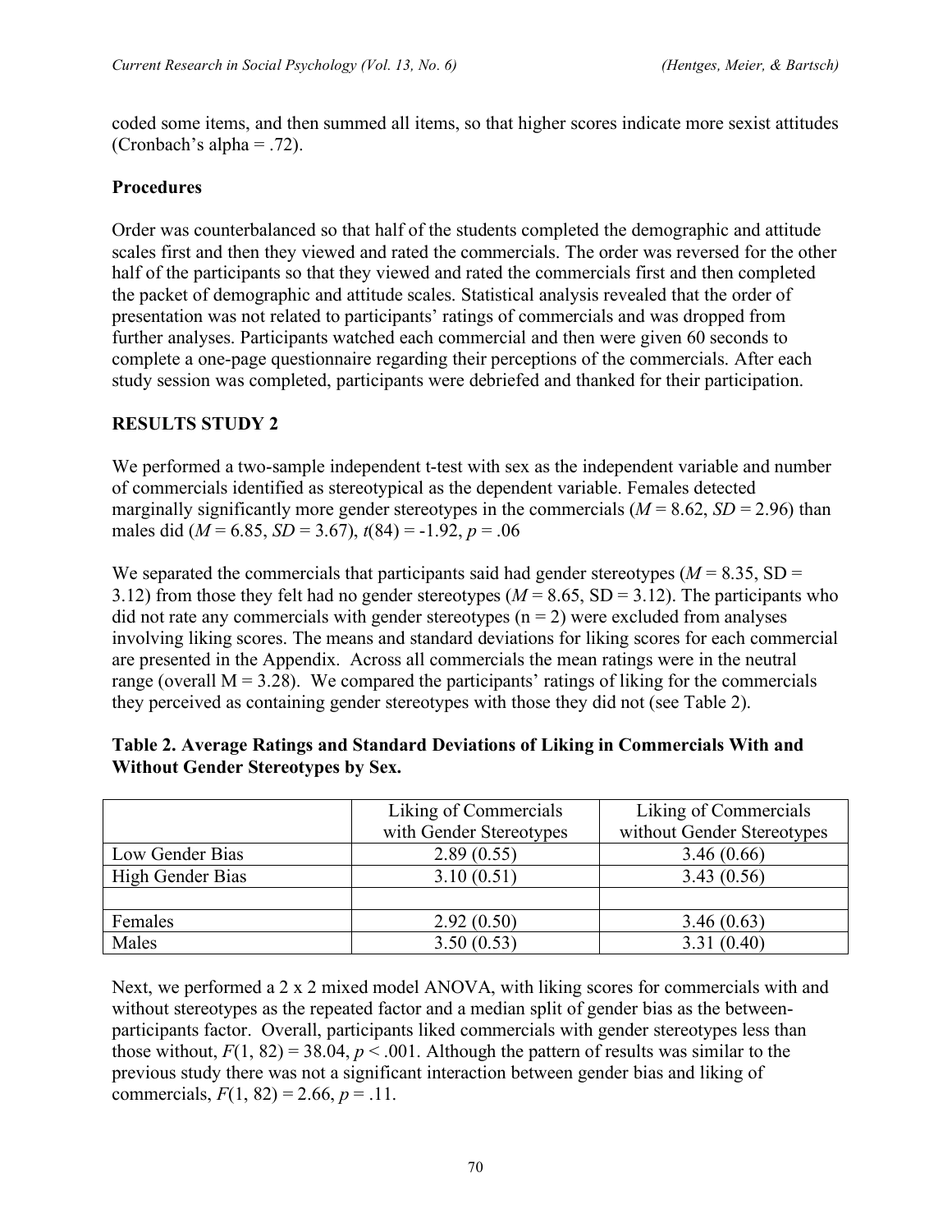coded some items, and then summed all items, so that higher scores indicate more sexist attitudes (Cronbach's alpha = .72).

### Procedures

Order was counterbalanced so that half of the students completed the demographic and attitude scales first and then they viewed and rated the commercials. The order was reversed for the other half of the participants so that they viewed and rated the commercials first and then completed the packet of demographic and attitude scales. Statistical analysis revealed that the order of presentation was not related to participants' ratings of commercials and was dropped from further analyses. Participants watched each commercial and then were given 60 seconds to complete a one-page questionnaire regarding their perceptions of the commercials. After each study session was completed, participants were debriefed and thanked for their participation.

## RESULTS STUDY 2

We performed a two-sample independent t-test with sex as the independent variable and number of commercials identified as stereotypical as the dependent variable. Females detected marginally significantly more gender stereotypes in the commercials ($M = 8.62$, $SD = 2.96$) than males did ($M = 6.85$, $SD = 3.67$), $t(84) = -1.92$, $p = .06$

We separated the commercials that participants said had gender stereotypes ($M = 8.35$, SD = 3.12) from those they felt had no gender stereotypes ($M = 8.65$, SD = 3.12). The participants who did not rate any commercials with gender stereotypes ($n = 2$) were excluded from analyses involving liking scores. The means and standard deviations for liking scores for each commercial are presented in the Appendix. Across all commercials the mean ratings were in the neutral range (overall $M = 3.28$). We compared the participants' ratings of liking for the commercials they perceived as containing gender stereotypes with those they did not (see Table 2).

**Table 2. Average Ratings and Standard Deviations of Liking in Commercials With and Without Gender Stereotypes by Sex.**

| | Liking of Commercials with Gender Stereotypes | Liking of Commercials without Gender Stereotypes |
|---|---|---|
| Low Gender Bias | 2.89 (0.55) | 3.46 (0.66) |
| High Gender Bias | 3.10 (0.51) | 3.43 (0.56) |
| | | |
| Females | 2.92 (0.50) | 3.46 (0.63) |
| Males | 3.50 (0.53) | 3.31 (0.40) |

Next, we performed a 2 x 2 mixed model ANOVA, with liking scores for commercials with and without stereotypes as the repeated factor and a median split of gender bias as the between-participants factor. Overall, participants liked commercials with gender stereotypes less than those without, $F(1, 82) = 38.04$, $p < .001$. Although the pattern of results was similar to the previous study there was not a significant interaction between gender bias and liking of commercials, $F(1, 82) = 2.66$, $p = .11$.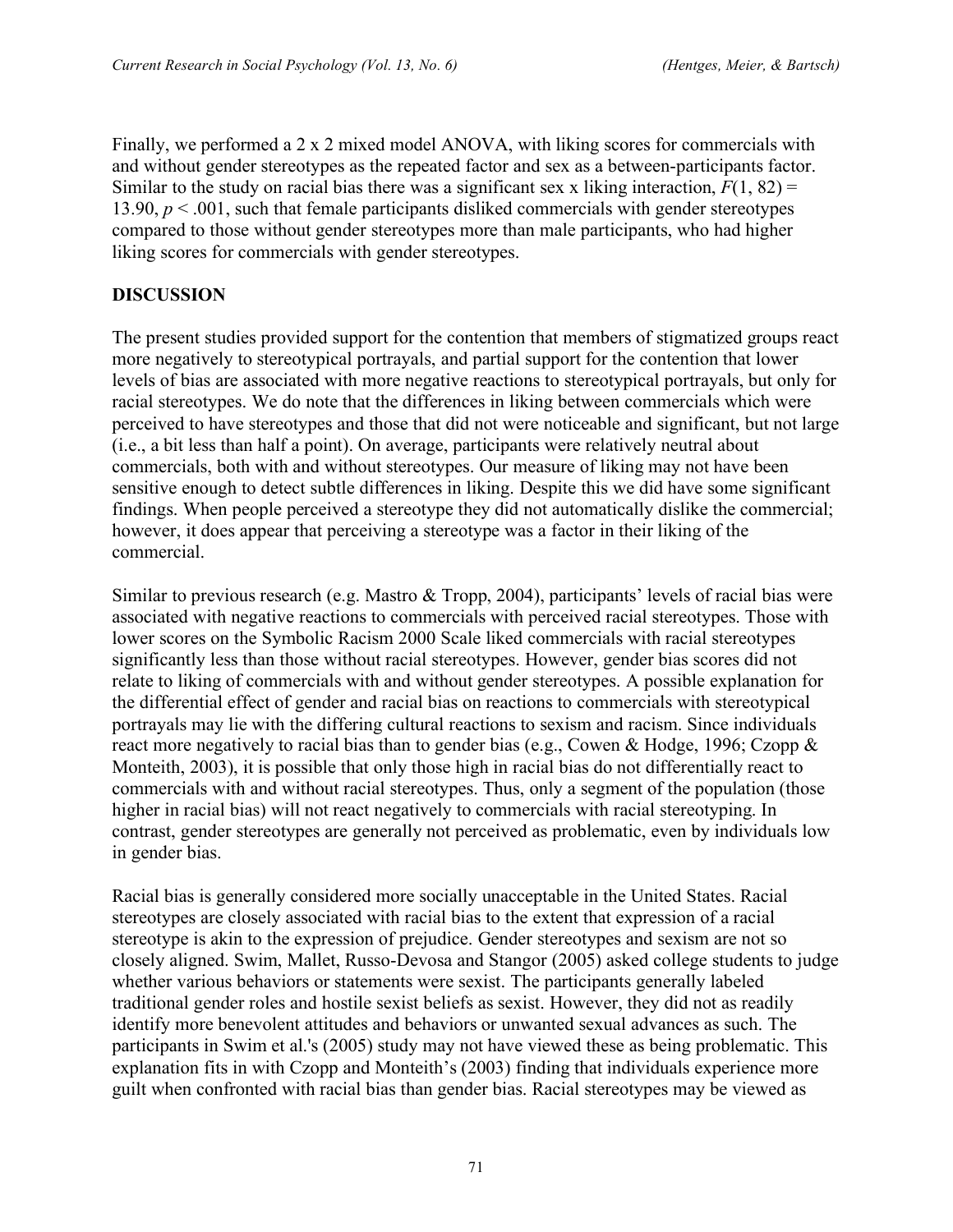Finally, we performed a 2 x 2 mixed model ANOVA, with liking scores for commercials with and without gender stereotypes as the repeated factor and sex as a between-participants factor. Similar to the study on racial bias there was a significant sex x liking interaction, $F(1, 82) = 13.90$, $p < .001$, such that female participants disliked commercials with gender stereotypes compared to those without gender stereotypes more than male participants, who had higher liking scores for commercials with gender stereotypes.

## DISCUSSION

The present studies provided support for the contention that members of stigmatized groups react more negatively to stereotypical portrayals, and partial support for the contention that lower levels of bias are associated with more negative reactions to stereotypical portrayals, but only for racial stereotypes. We do note that the differences in liking between commercials which were perceived to have stereotypes and those that did not were noticeable and significant, but not large (i.e., a bit less than half a point). On average, participants were relatively neutral about commercials, both with and without stereotypes. Our measure of liking may not have been sensitive enough to detect subtle differences in liking. Despite this we did have some significant findings. When people perceived a stereotype they did not automatically dislike the commercial; however, it does appear that perceiving a stereotype was a factor in their liking of the commercial.

Similar to previous research (e.g. Mastro & Tropp, 2004), participants' levels of racial bias were associated with negative reactions to commercials with perceived racial stereotypes. Those with lower scores on the Symbolic Racism 2000 Scale liked commercials with racial stereotypes significantly less than those without racial stereotypes. However, gender bias scores did not relate to liking of commercials with and without gender stereotypes. A possible explanation for the differential effect of gender and racial bias on reactions to commercials with stereotypical portrayals may lie with the differing cultural reactions to sexism and racism. Since individuals react more negatively to racial bias than to gender bias (e.g., Cowen & Hodge, 1996; Czopp & Monteith, 2003), it is possible that only those high in racial bias do not differentially react to commercials with and without racial stereotypes. Thus, only a segment of the population (those higher in racial bias) will not react negatively to commercials with racial stereotyping. In contrast, gender stereotypes are generally not perceived as problematic, even by individuals low in gender bias.

Racial bias is generally considered more socially unacceptable in the United States. Racial stereotypes are closely associated with racial bias to the extent that expression of a racial stereotype is akin to the expression of prejudice. Gender stereotypes and sexism are not so closely aligned. Swim, Mallet, Russo-Devosa and Stangor (2005) asked college students to judge whether various behaviors or statements were sexist. The participants generally labeled traditional gender roles and hostile sexist beliefs as sexist. However, they did not as readily identify more benevolent attitudes and behaviors or unwanted sexual advances as such. The participants in Swim et al.'s (2005) study may not have viewed these as being problematic. This explanation fits in with Czopp and Monteith's (2003) finding that individuals experience more guilt when confronted with racial bias than gender bias. Racial stereotypes may be viewed as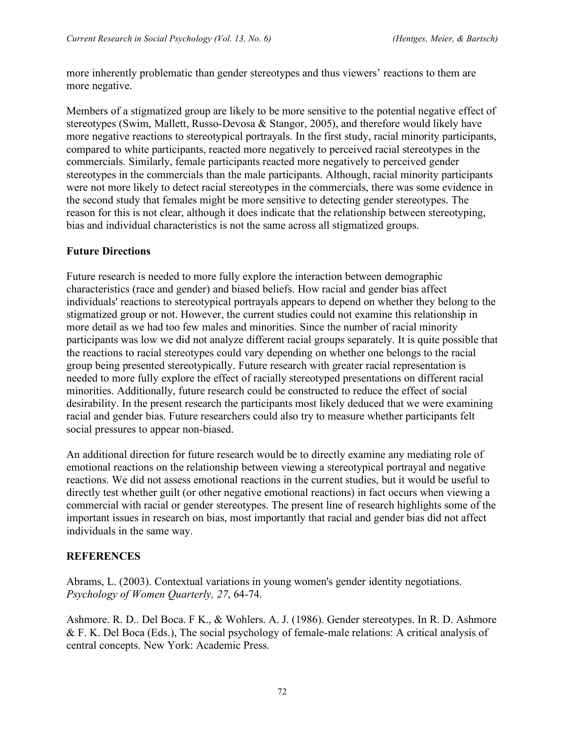more inherently problematic than gender stereotypes and thus viewers' reactions to them are more negative.

Members of a stigmatized group are likely to be more sensitive to the potential negative effect of stereotypes (Swim, Mallett, Russo-Devosa & Stangor, 2005), and therefore would likely have more negative reactions to stereotypical portrayals. In the first study, racial minority participants, compared to white participants, reacted more negatively to perceived racial stereotypes in the commercials. Similarly, female participants reacted more negatively to perceived gender stereotypes in the commercials than the male participants. Although, racial minority participants were not more likely to detect racial stereotypes in the commercials, there was some evidence in the second study that females might be more sensitive to detecting gender stereotypes. The reason for this is not clear, although it does indicate that the relationship between stereotyping, bias and individual characteristics is not the same across all stigmatized groups.

## Future Directions

Future research is needed to more fully explore the interaction between demographic characteristics (race and gender) and biased beliefs. How racial and gender bias affect individuals' reactions to stereotypical portrayals appears to depend on whether they belong to the stigmatized group or not. However, the current studies could not examine this relationship in more detail as we had too few males and minorities. Since the number of racial minority participants was low we did not analyze different racial groups separately. It is quite possible that the reactions to racial stereotypes could vary depending on whether one belongs to the racial group being presented stereotypically. Future research with greater racial representation is needed to more fully explore the effect of racially stereotyped presentations on different racial minorities. Additionally, future research could be constructed to reduce the effect of social desirability. In the present research the participants most likely deduced that we were examining racial and gender bias. Future researchers could also try to measure whether participants felt social pressures to appear non-biased.

An additional direction for future research would be to directly examine any mediating role of emotional reactions on the relationship between viewing a stereotypical portrayal and negative reactions. We did not assess emotional reactions in the current studies, but it would be useful to directly test whether guilt (or other negative emotional reactions) in fact occurs when viewing a commercial with racial or gender stereotypes. The present line of research highlights some of the important issues in research on bias, most importantly that racial and gender bias did not affect individuals in the same way.

## REFERENCES

Abrams, L. (2003). Contextual variations in young women's gender identity negotiations. *Psychology of Women Quarterly, 27*, 64-74.

Ashmore. R. D.. Del Boca. F K., & Wohlers. A. J. (1986). Gender stereotypes. In R. D. Ashmore & F. K. Del Boca (Eds.), The social psychology of female-male relations: A critical analysis of central concepts. New York: Academic Press.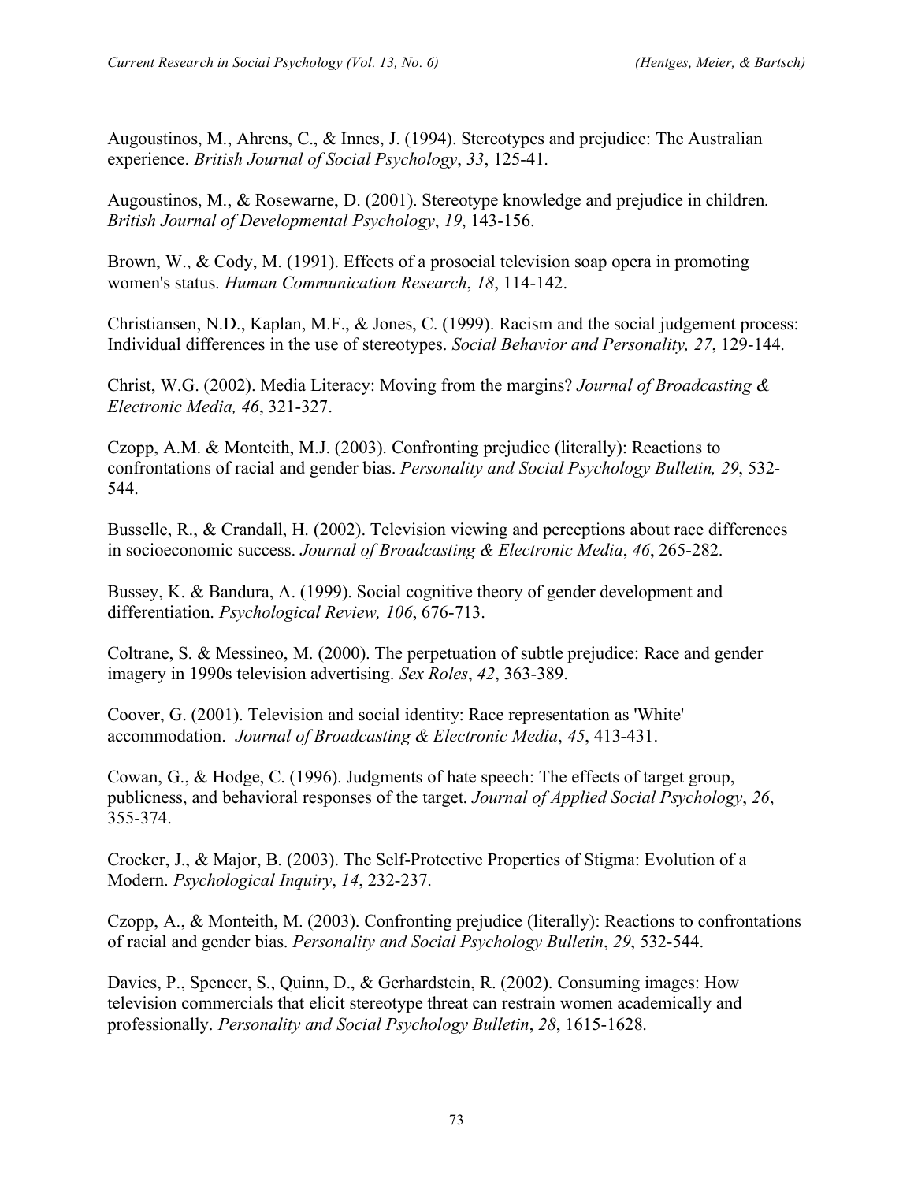Augoustinos, M., Ahrens, C., & Innes, J. (1994). Stereotypes and prejudice: The Australian experience. *British Journal of Social Psychology*, *33*, 125-41.

Augoustinos, M., & Rosewarne, D. (2001). Stereotype knowledge and prejudice in children. *British Journal of Developmental Psychology*, *19*, 143-156.

Brown, W., & Cody, M. (1991). Effects of a prosocial television soap opera in promoting women's status. *Human Communication Research*, *18*, 114-142.

Christiansen, N.D., Kaplan, M.F., & Jones, C. (1999). Racism and the social judgement process: Individual differences in the use of stereotypes. *Social Behavior and Personality, 27*, 129-144.

Christ, W.G. (2002). Media Literacy: Moving from the margins? *Journal of Broadcasting & Electronic Media, 46*, 321-327.

Czopp, A.M. & Monteith, M.J. (2003). Confronting prejudice (literally): Reactions to confrontations of racial and gender bias. *Personality and Social Psychology Bulletin, 29*, 532-544.

Busselle, R., & Crandall, H. (2002). Television viewing and perceptions about race differences in socioeconomic success. *Journal of Broadcasting & Electronic Media*, *46*, 265-282.

Bussey, K. & Bandura, A. (1999). Social cognitive theory of gender development and differentiation. *Psychological Review, 106*, 676-713.

Coltrane, S. & Messineo, M. (2000). The perpetuation of subtle prejudice: Race and gender imagery in 1990s television advertising. *Sex Roles*, *42*, 363-389.

Coover, G. (2001). Television and social identity: Race representation as 'White' accommodation. *Journal of Broadcasting & Electronic Media*, *45*, 413-431.

Cowan, G., & Hodge, C. (1996). Judgments of hate speech: The effects of target group, publicness, and behavioral responses of the target. *Journal of Applied Social Psychology*, *26*, 355-374.

Crocker, J., & Major, B. (2003). The Self-Protective Properties of Stigma: Evolution of a Modern. *Psychological Inquiry*, *14*, 232-237.

Czopp, A., & Monteith, M. (2003). Confronting prejudice (literally): Reactions to confrontations of racial and gender bias. *Personality and Social Psychology Bulletin*, *29*, 532-544.

Davies, P., Spencer, S., Quinn, D., & Gerhardstein, R. (2002). Consuming images: How television commercials that elicit stereotype threat can restrain women academically and professionally. *Personality and Social Psychology Bulletin*, *28*, 1615-1628.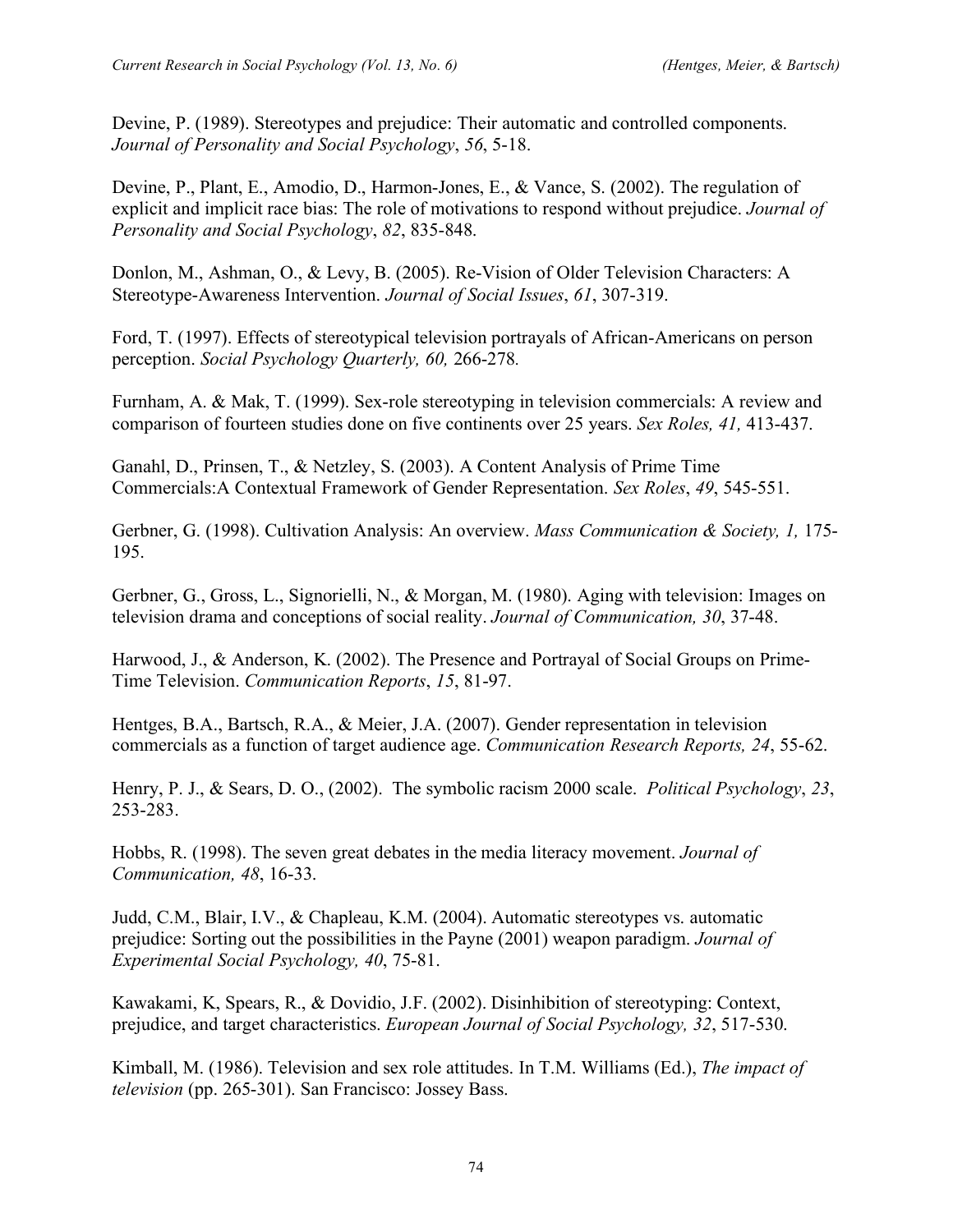Devine, P. (1989). Stereotypes and prejudice: Their automatic and controlled components. *Journal of Personality and Social Psychology*, *56*, 5-18.

Devine, P., Plant, E., Amodio, D., Harmon-Jones, E., & Vance, S. (2002). The regulation of explicit and implicit race bias: The role of motivations to respond without prejudice. *Journal of Personality and Social Psychology*, *82*, 835-848.

Donlon, M., Ashman, O., & Levy, B. (2005). Re-Vision of Older Television Characters: A Stereotype-Awareness Intervention. *Journal of Social Issues*, *61*, 307-319.

Ford, T. (1997). Effects of stereotypical television portrayals of African-Americans on person perception. *Social Psychology Quarterly, 60,* 266-278*.*

Furnham, A. & Mak, T. (1999). Sex-role stereotyping in television commercials: A review and comparison of fourteen studies done on five continents over 25 years. *Sex Roles, 41,* 413-437.

Ganahl, D., Prinsen, T., & Netzley, S. (2003). A Content Analysis of Prime Time Commercials:A Contextual Framework of Gender Representation. *Sex Roles*, *49*, 545-551.

Gerbner, G. (1998). Cultivation Analysis: An overview. *Mass Communication & Society, 1,* 175-195.

Gerbner, G., Gross, L., Signorielli, N., & Morgan, M. (1980). Aging with television: Images on television drama and conceptions of social reality. *Journal of Communication, 30*, 37-48.

Harwood, J., & Anderson, K. (2002). The Presence and Portrayal of Social Groups on Prime-Time Television. *Communication Reports*, *15*, 81-97.

Hentges, B.A., Bartsch, R.A., & Meier, J.A. (2007). Gender representation in television commercials as a function of target audience age. *Communication Research Reports, 24*, 55-62.

Henry, P. J., & Sears, D. O., (2002). The symbolic racism 2000 scale. *Political Psychology*, *23*, 253-283.

Hobbs, R. (1998). The seven great debates in the media literacy movement. *Journal of Communication, 48*, 16-33.

Judd, C.M., Blair, I.V., & Chapleau, K.M. (2004). Automatic stereotypes vs. automatic prejudice: Sorting out the possibilities in the Payne (2001) weapon paradigm. *Journal of Experimental Social Psychology, 40*, 75-81.

Kawakami, K, Spears, R., & Dovidio, J.F. (2002). Disinhibition of stereotyping: Context, prejudice, and target characteristics. *European Journal of Social Psychology, 32*, 517-530.

Kimball, M. (1986). Television and sex role attitudes. In T.M. Williams (Ed.), *The impact of television* (pp. 265-301). San Francisco: Jossey Bass.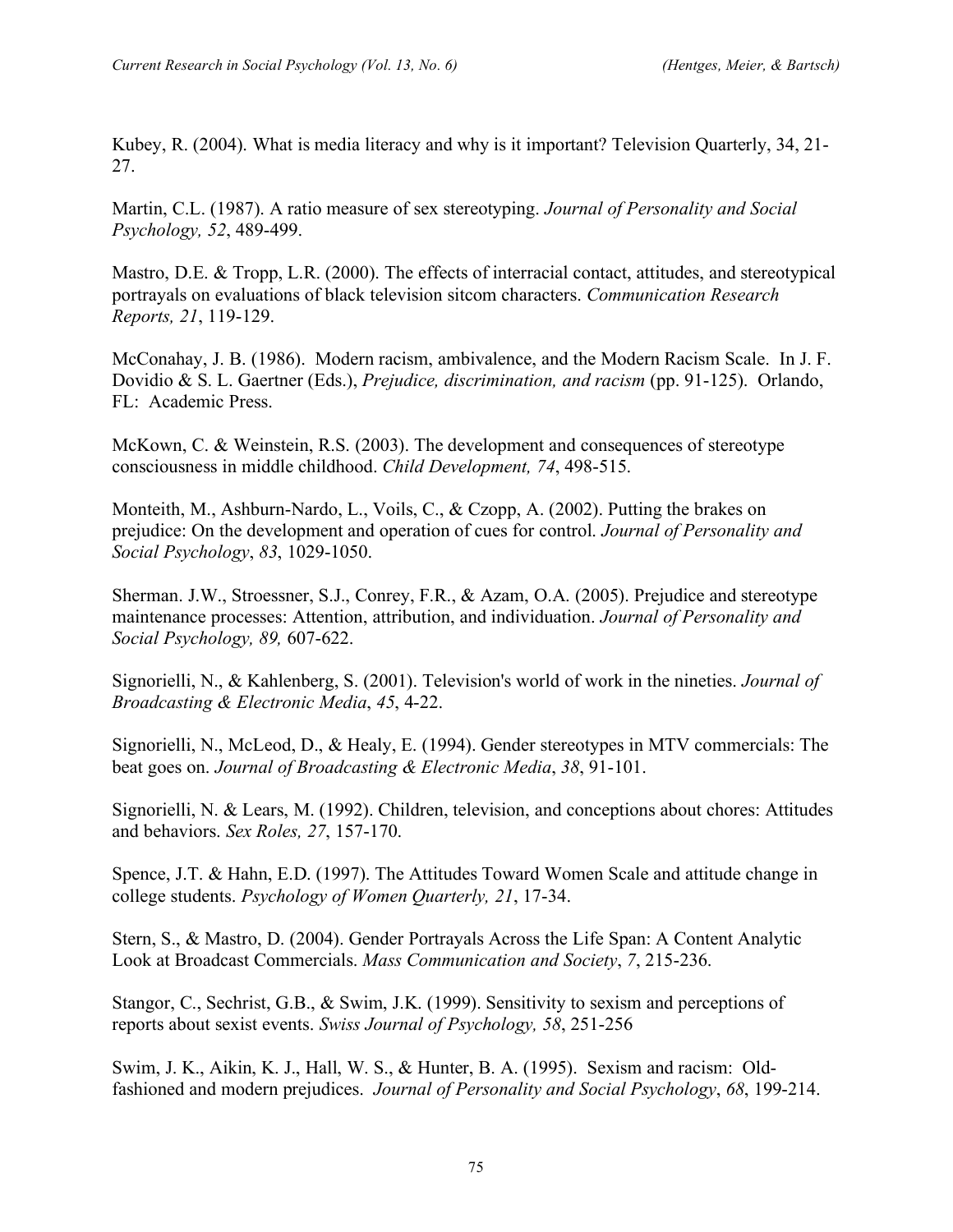Kubey, R. (2004). What is media literacy and why is it important? Television Quarterly, 34, 21-27.

Martin, C.L. (1987). A ratio measure of sex stereotyping. *Journal of Personality and Social Psychology, 52*, 489-499.

Mastro, D.E. & Tropp, L.R. (2000). The effects of interracial contact, attitudes, and stereotypical portrayals on evaluations of black television sitcom characters. *Communication Research Reports, 21*, 119-129.

McConahay, J. B. (1986). Modern racism, ambivalence, and the Modern Racism Scale. In J. F. Dovidio & S. L. Gaertner (Eds.), *Prejudice, discrimination, and racism* (pp. 91-125). Orlando, FL: Academic Press.

McKown, C. & Weinstein, R.S. (2003). The development and consequences of stereotype consciousness in middle childhood. *Child Development, 74*, 498-515.

Monteith, M., Ashburn-Nardo, L., Voils, C., & Czopp, A. (2002). Putting the brakes on prejudice: On the development and operation of cues for control. *Journal of Personality and Social Psychology*, *83*, 1029-1050.

Sherman. J.W., Stroessner, S.J., Conrey, F.R., & Azam, O.A. (2005). Prejudice and stereotype maintenance processes: Attention, attribution, and individuation. *Journal of Personality and Social Psychology, 89,* 607-622.

Signorielli, N., & Kahlenberg, S. (2001). Television's world of work in the nineties. *Journal of Broadcasting & Electronic Media*, *45*, 4-22.

Signorielli, N., McLeod, D., & Healy, E. (1994). Gender stereotypes in MTV commercials: The beat goes on. *Journal of Broadcasting & Electronic Media*, *38*, 91-101.

Signorielli, N. & Lears, M. (1992). Children, television, and conceptions about chores: Attitudes and behaviors. *Sex Roles, 27*, 157-170.

Spence, J.T. & Hahn, E.D. (1997). The Attitudes Toward Women Scale and attitude change in college students. *Psychology of Women Quarterly, 21*, 17-34.

Stern, S., & Mastro, D. (2004). Gender Portrayals Across the Life Span: A Content Analytic Look at Broadcast Commercials. *Mass Communication and Society*, *7*, 215-236.

Stangor, C., Sechrist, G.B., & Swim, J.K. (1999). Sensitivity to sexism and perceptions of reports about sexist events. *Swiss Journal of Psychology, 58*, 251-256

Swim, J. K., Aikin, K. J., Hall, W. S., & Hunter, B. A. (1995). Sexism and racism: Old-fashioned and modern prejudices. *Journal of Personality and Social Psychology*, *68*, 199-214.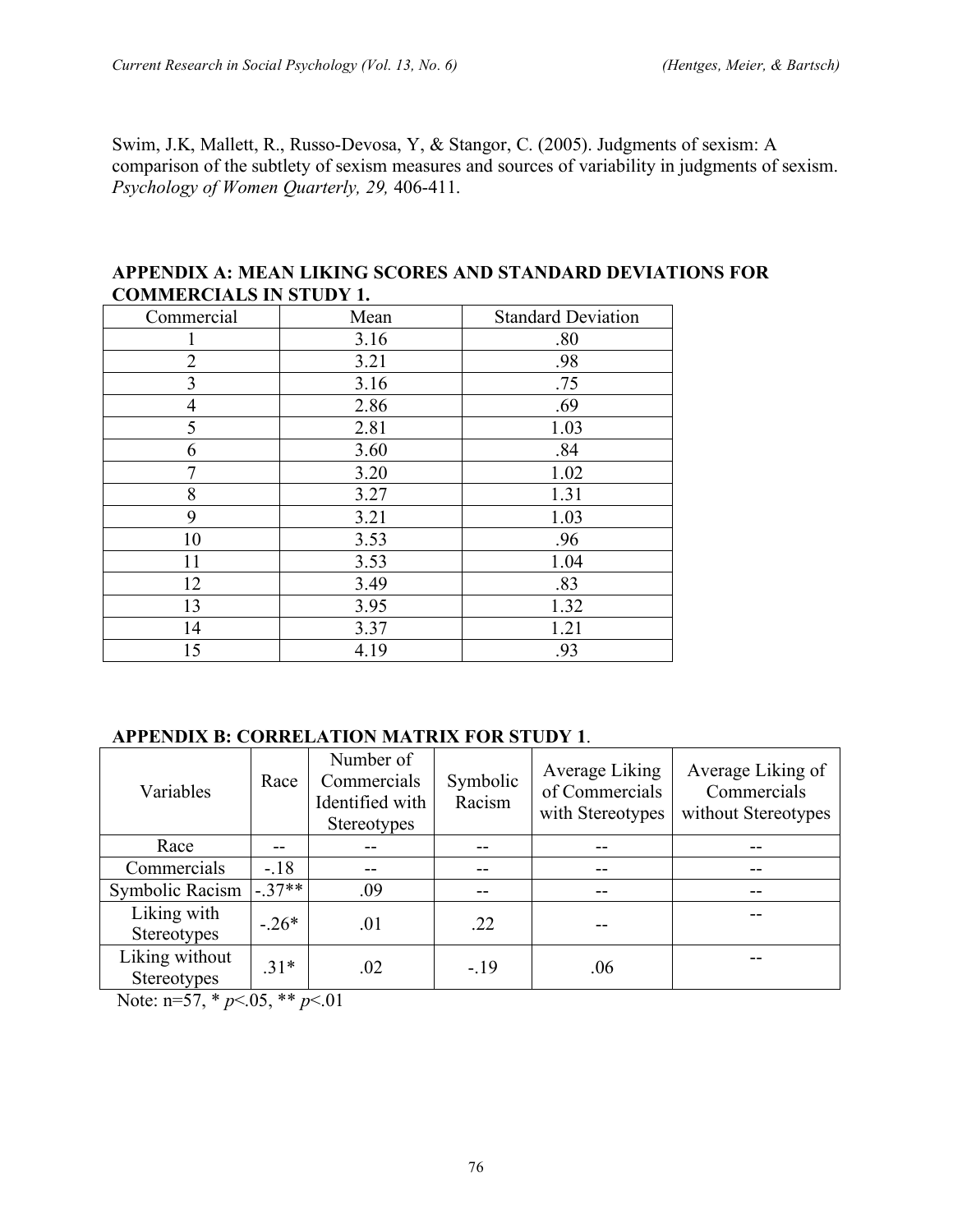Swim, J.K, Mallett, R., Russo-Devosa, Y, & Stangor, C. (2005). Judgments of sexism: A comparison of the subtlety of sexism measures and sources of variability in judgments of sexism. *Psychology of Women Quarterly, 29,* 406-411.

## APPENDIX A: MEAN LIKING SCORES AND STANDARD DEVIATIONS FOR COMMERCIALS IN STUDY 1.

| Commercial | Mean | Standard Deviation |
|---|---|---|
| 1 | 3.16 | .80 |
| 2 | 3.21 | .98 |
| 3 | 3.16 | .75 |
| 4 | 2.86 | .69 |
| 5 | 2.81 | 1.03 |
| 6 | 3.60 | .84 |
| 7 | 3.20 | 1.02 |
| 8 | 3.27 | 1.31 |
| 9 | 3.21 | 1.03 |
| 10 | 3.53 | .96 |
| 11 | 3.53 | 1.04 |
| 12 | 3.49 | .83 |
| 13 | 3.95 | 1.32 |
| 14 | 3.37 | 1.21 |
| 15 | 4.19 | .93 |

## APPENDIX B: CORRELATION MATRIX FOR STUDY 1.

| Variables | Race | Number of Commercials Identified with Stereotypes | Symbolic Racism | Average Liking of Commercials with Stereotypes | Average Liking of Commercials without Stereotypes |
|---|---|---|---|---|---|
| Race | -- | -- | -- | -- | -- |
| Commercials | -.18 | -- | -- | -- | -- |
| Symbolic Racism | -.37** | .09 | -- | -- | -- |
| Liking with Stereotypes | -.26* | .01 | .22 | -- | -- |
| Liking without Stereotypes | .31* | .02 | -.19 | .06 | -- |

Note: n=57, * $p<.05$, ** $p<.01$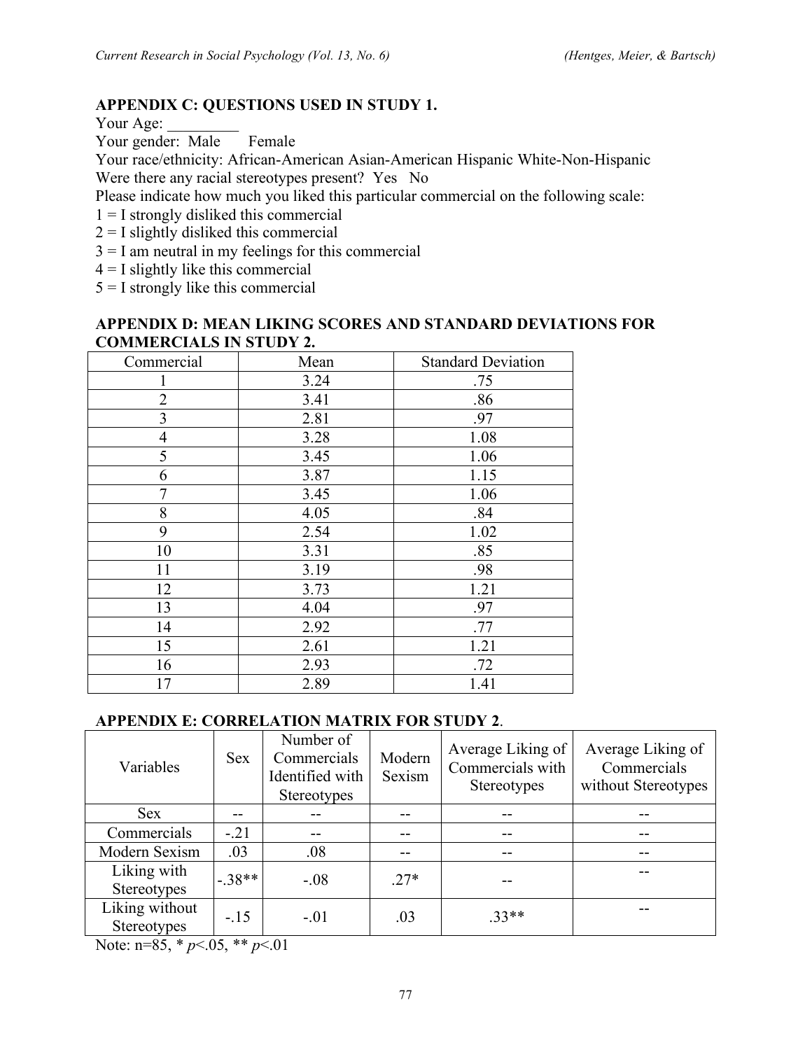## APPENDIX C: QUESTIONS USED IN STUDY 1.

Your Age: _________

Your gender: Male   Female

Your race/ethnicity: African-American Asian-American Hispanic White-Non-Hispanic

Were there any racial stereotypes present? Yes No

Please indicate how much you liked this particular commercial on the following scale:

1 = I strongly disliked this commercial
2 = I slightly disliked this commercial
3 = I am neutral in my feelings for this commercial
4 = I slightly like this commercial
5 = I strongly like this commercial

## APPENDIX D: MEAN LIKING SCORES AND STANDARD DEVIATIONS FOR COMMERCIALS IN STUDY 2.

| Commercial | Mean | Standard Deviation |
|---|---|---|
| 1 | 3.24 | .75 |
| 2 | 3.41 | .86 |
| 3 | 2.81 | .97 |
| 4 | 3.28 | 1.08 |
| 5 | 3.45 | 1.06 |
| 6 | 3.87 | 1.15 |
| 7 | 3.45 | 1.06 |
| 8 | 4.05 | .84 |
| 9 | 2.54 | 1.02 |
| 10 | 3.31 | .85 |
| 11 | 3.19 | .98 |
| 12 | 3.73 | 1.21 |
| 13 | 4.04 | .97 |
| 14 | 2.92 | .77 |
| 15 | 2.61 | 1.21 |
| 16 | 2.93 | .72 |
| 17 | 2.89 | 1.41 |

## APPENDIX E: CORRELATION MATRIX FOR STUDY 2.

| Variables | Sex | Number of Commercials Identified with Stereotypes | Modern Sexism | Average Liking of Commercials with Stereotypes | Average Liking of Commercials without Stereotypes |
|---|---|---|---|---|---|
| Sex | -- | -- | -- | -- | -- |
| Commercials | -.21 | -- | -- | -- | -- |
| Modern Sexism | .03 | .08 | -- | -- | -- |
| Liking with Stereotypes | -.38** | -.08 | .27* | -- | -- |
| Liking without Stereotypes | -.15 | -.01 | .03 | .33** | -- |

Note: n=85, * $p<.05$, ** $p<.01$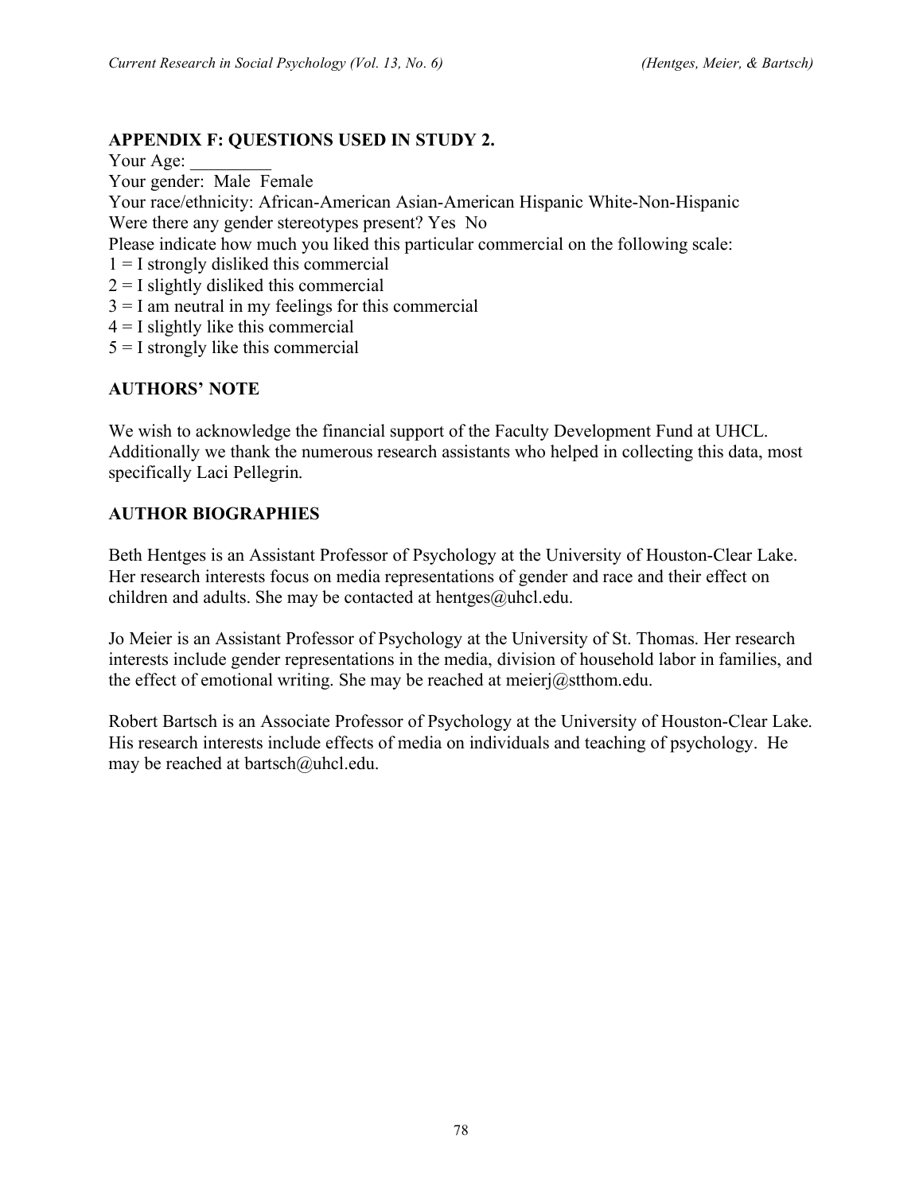## APPENDIX F: QUESTIONS USED IN STUDY 2.

Your Age: _________

Your gender: Male Female

Your race/ethnicity: African-American Asian-American Hispanic White-Non-Hispanic

Were there any gender stereotypes present? Yes No

Please indicate how much you liked this particular commercial on the following scale:

1 = I strongly disliked this commercial

2 = I slightly disliked this commercial

3 = I am neutral in my feelings for this commercial

4 = I slightly like this commercial

5 = I strongly like this commercial

## AUTHORS' NOTE

We wish to acknowledge the financial support of the Faculty Development Fund at UHCL. Additionally we thank the numerous research assistants who helped in collecting this data, most specifically Laci Pellegrin.

## AUTHOR BIOGRAPHIES

Beth Hentges is an Assistant Professor of Psychology at the University of Houston-Clear Lake. Her research interests focus on media representations of gender and race and their effect on children and adults. She may be contacted at hentges@uhcl.edu.

Jo Meier is an Assistant Professor of Psychology at the University of St. Thomas. Her research interests include gender representations in the media, division of household labor in families, and the effect of emotional writing. She may be reached at meierj@stthom.edu.

Robert Bartsch is an Associate Professor of Psychology at the University of Houston-Clear Lake. His research interests include effects of media on individuals and teaching of psychology. He may be reached at bartsch@uhcl.edu.